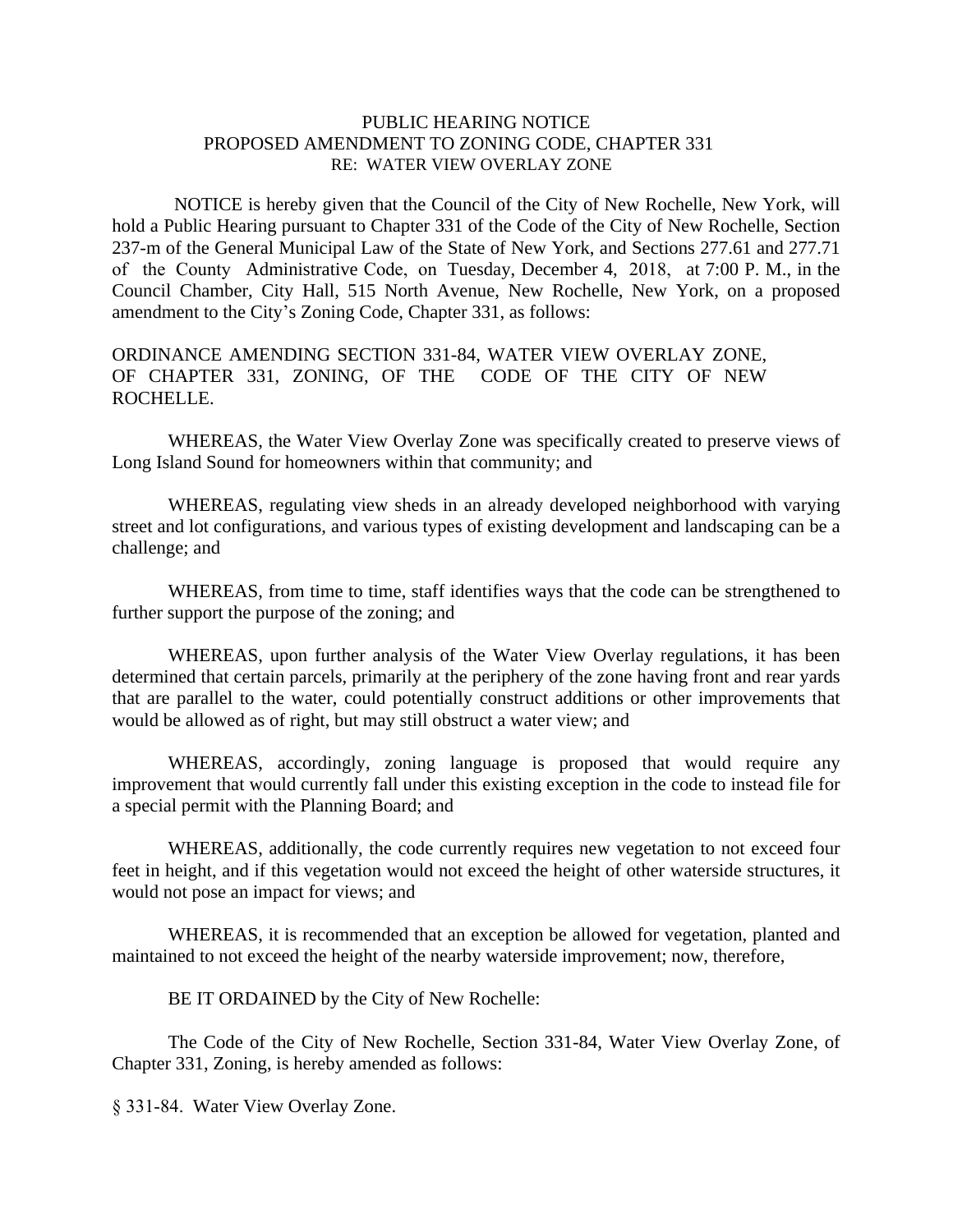# PUBLIC HEARING NOTICE
## PROPOSED AMENDMENT TO ZONING CODE, CHAPTER 331
### RE: WATER VIEW OVERLAY ZONE

NOTICE is hereby given that the Council of the City of New Rochelle, New York, will hold a Public Hearing pursuant to Chapter 331 of the Code of the City of New Rochelle, Section 237-m of the General Municipal Law of the State of New York, and Sections 277.61 and 277.71 of the County Administrative Code, on Tuesday, December 4, 2018, at 7:00 P. M., in the Council Chamber, City Hall, 515 North Avenue, New Rochelle, New York, on a proposed amendment to the City's Zoning Code, Chapter 331, as follows:

ORDINANCE AMENDING SECTION 331-84, WATER VIEW OVERLAY ZONE, OF CHAPTER 331, ZONING, OF THE CODE OF THE CITY OF NEW ROCHELLE.

WHEREAS, the Water View Overlay Zone was specifically created to preserve views of Long Island Sound for homeowners within that community; and

WHEREAS, regulating view sheds in an already developed neighborhood with varying street and lot configurations, and various types of existing development and landscaping can be a challenge; and

WHEREAS, from time to time, staff identifies ways that the code can be strengthened to further support the purpose of the zoning; and

WHEREAS, upon further analysis of the Water View Overlay regulations, it has been determined that certain parcels, primarily at the periphery of the zone having front and rear yards that are parallel to the water, could potentially construct additions or other improvements that would be allowed as of right, but may still obstruct a water view; and

WHEREAS, accordingly, zoning language is proposed that would require any improvement that would currently fall under this existing exception in the code to instead file for a special permit with the Planning Board; and

WHEREAS, additionally, the code currently requires new vegetation to not exceed four feet in height, and if this vegetation would not exceed the height of other waterside structures, it would not pose an impact for views; and

WHEREAS, it is recommended that an exception be allowed for vegetation, planted and maintained to not exceed the height of the nearby waterside improvement; now, therefore,

BE IT ORDAINED by the City of New Rochelle:

The Code of the City of New Rochelle, Section 331-84, Water View Overlay Zone, of Chapter 331, Zoning, is hereby amended as follows:

§ 331-84. Water View Overlay Zone.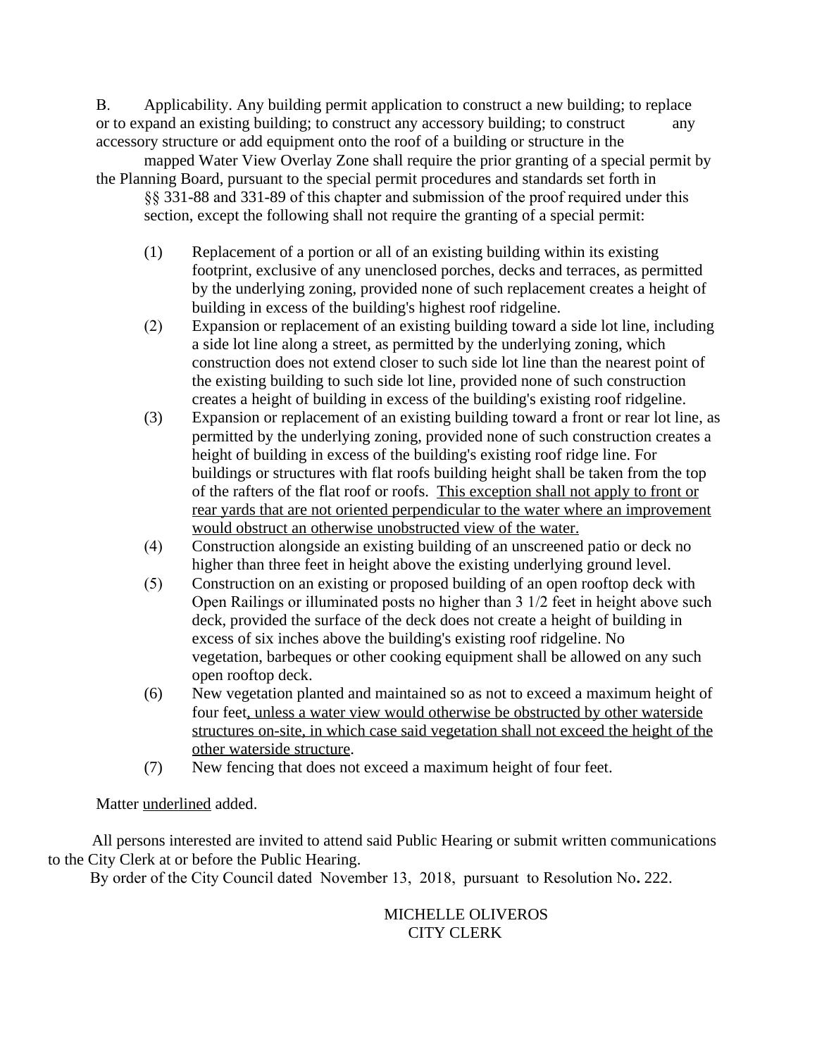B. Applicability. Any building permit application to construct a new building; to replace or to expand an existing building; to construct any accessory building; to construct any accessory structure or add equipment onto the roof of a building or structure in the mapped Water View Overlay Zone shall require the prior granting of a special permit by the Planning Board, pursuant to the special permit procedures and standards set forth in §§ 331-88 and 331-89 of this chapter and submission of the proof required under this section, except the following shall not require the granting of a special permit:

(1) Replacement of a portion or all of an existing building within its existing footprint, exclusive of any unenclosed porches, decks and terraces, as permitted by the underlying zoning, provided none of such replacement creates a height of building in excess of the building's highest roof ridgeline.

(2) Expansion or replacement of an existing building toward a side lot line, including a side lot line along a street, as permitted by the underlying zoning, which construction does not extend closer to such side lot line than the nearest point of the existing building to such side lot line, provided none of such construction creates a height of building in excess of the building's existing roof ridgeline.

(3) Expansion or replacement of an existing building toward a front or rear lot line, as permitted by the underlying zoning, provided none of such construction creates a height of building in excess of the building's existing roof ridge line. For buildings or structures with flat roofs building height shall be taken from the top of the rafters of the flat roof or roofs. <u>This exception shall not apply to front or rear yards that are not oriented perpendicular to the water where an improvement would obstruct an otherwise unobstructed view of the water.</u>

(4) Construction alongside an existing building of an unscreened patio or deck no higher than three feet in height above the existing underlying ground level.

(5) Construction on an existing or proposed building of an open rooftop deck with Open Railings or illuminated posts no higher than 3 1/2 feet in height above such deck, provided the surface of the deck does not create a height of building in excess of six inches above the building's existing roof ridgeline. No vegetation, barbeques or other cooking equipment shall be allowed on any such open rooftop deck.

(6) New vegetation planted and maintained so as not to exceed a maximum height of four feet<u>, unless a water view would otherwise be obstructed by other waterside structures on-site, in which case said vegetation shall not exceed the height of the other waterside structure</u>.

(7) New fencing that does not exceed a maximum height of four feet.

Matter <u>underlined</u> added.

All persons interested are invited to attend said Public Hearing or submit written communications to the City Clerk at or before the Public Hearing.

By order of the City Council dated November 13, 2018, pursuant to Resolution No. 222.

MICHELLE OLIVEROS
CITY CLERK